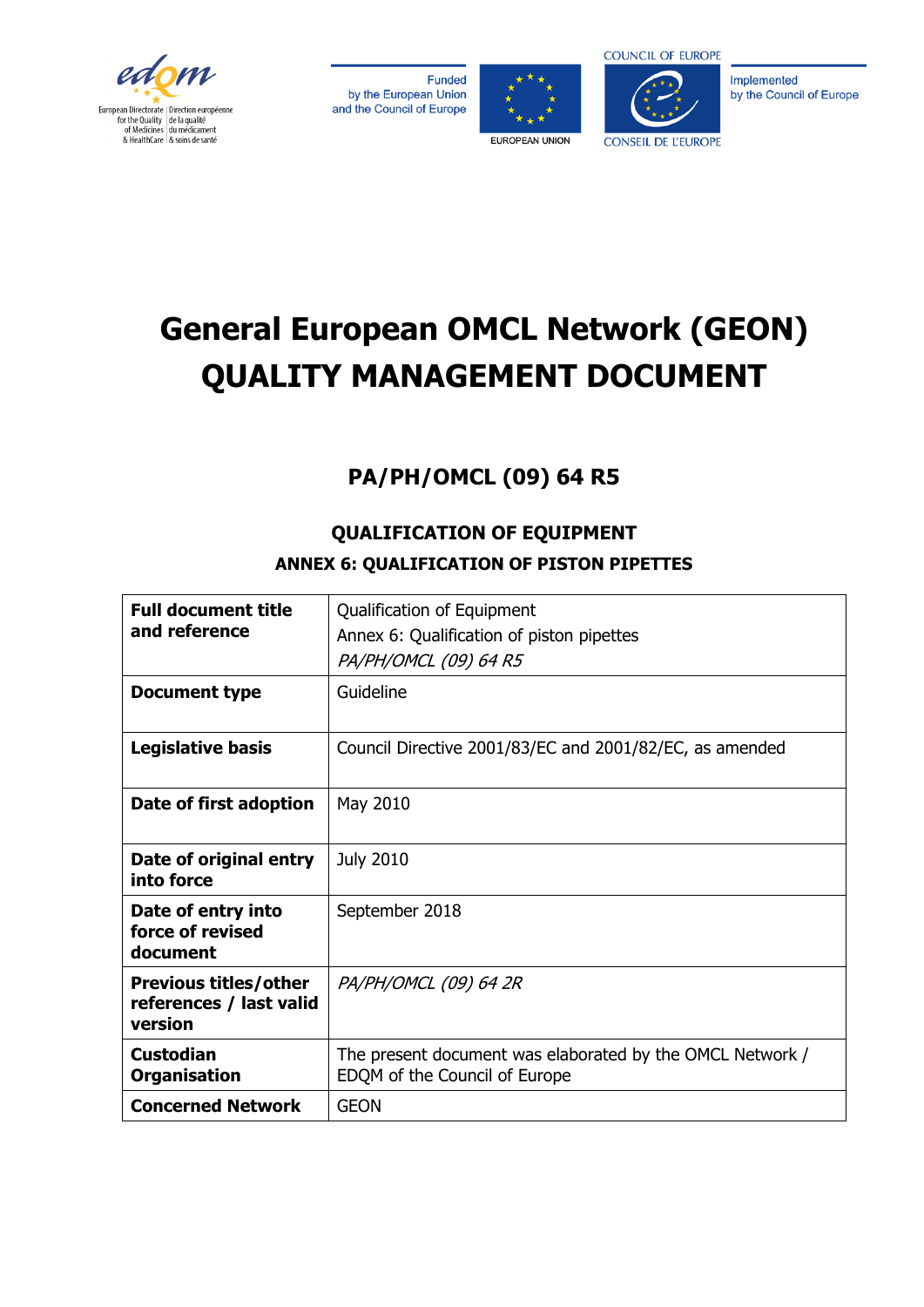# General European OMCL Network (GEON) QUALITY MANAGEMENT DOCUMENT

## PA/PH/OMCL (09) 64 R5

### QUALIFICATION OF EQUIPMENT

#### ANNEX 6: QUALIFICATION OF PISTON PIPETTES

| | |
|---|---|
| **Full document title and reference** | Qualification of Equipment<br>Annex 6: Qualification of piston pipettes<br>*PA/PH/OMCL (09) 64 R5* |
| **Document type** | Guideline |
| **Legislative basis** | Council Directive 2001/83/EC and 2001/82/EC, as amended |
| **Date of first adoption** | May 2010 |
| **Date of original entry into force** | July 2010 |
| **Date of entry into force of revised document** | September 2018 |
| **Previous titles/other references / last valid version** | *PA/PH/OMCL (09) 64 2R* |
| **Custodian Organisation** | The present document was elaborated by the OMCL Network / EDQM of the Council of Europe |
| **Concerned Network** | GEON |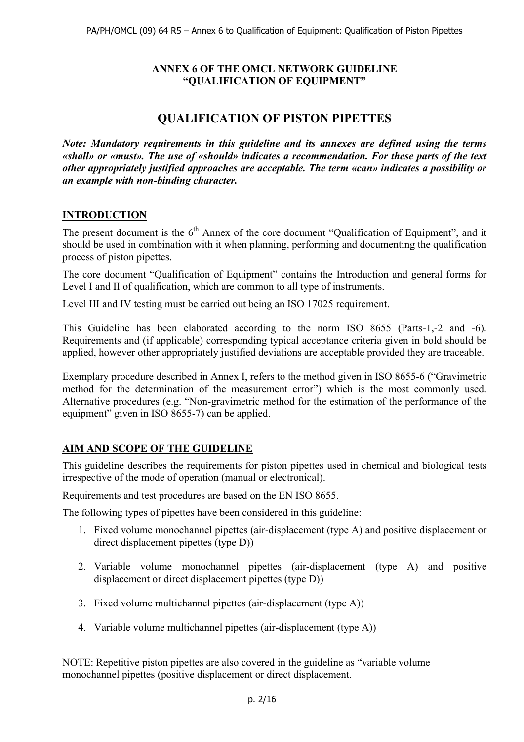**ANNEX 6 OF THE OMCL NETWORK GUIDELINE**
**"QUALIFICATION OF EQUIPMENT"**

# QUALIFICATION OF PISTON PIPETTES

***Note: Mandatory requirements in this guideline and its annexes are defined using the terms «shall» or «must». The use of «should» indicates a recommendation. For these parts of the text other appropriately justified approaches are acceptable. The term «can» indicates a possibility or an example with non-binding character.***

## INTRODUCTION

The present document is the 6th Annex of the core document "Qualification of Equipment", and it should be used in combination with it when planning, performing and documenting the qualification process of piston pipettes.

The core document "Qualification of Equipment" contains the Introduction and general forms for Level I and II of qualification, which are common to all type of instruments.

Level III and IV testing must be carried out being an ISO 17025 requirement.

This Guideline has been elaborated according to the norm ISO 8655 (Parts-1,-2 and -6). Requirements and (if applicable) corresponding typical acceptance criteria given in bold should be applied, however other appropriately justified deviations are acceptable provided they are traceable.

Exemplary procedure described in Annex I, refers to the method given in ISO 8655-6 ("Gravimetric method for the determination of the measurement error") which is the most commonly used. Alternative procedures (e.g. "Non-gravimetric method for the estimation of the performance of the equipment" given in ISO 8655-7) can be applied.

## AIM AND SCOPE OF THE GUIDELINE

This guideline describes the requirements for piston pipettes used in chemical and biological tests irrespective of the mode of operation (manual or electronical).

Requirements and test procedures are based on the EN ISO 8655.

The following types of pipettes have been considered in this guideline:

1. Fixed volume monochannel pipettes (air-displacement (type A) and positive displacement or direct displacement pipettes (type D))
2. Variable volume monochannel pipettes (air-displacement (type A) and positive displacement or direct displacement pipettes (type D))
3. Fixed volume multichannel pipettes (air-displacement (type A))
4. Variable volume multichannel pipettes (air-displacement (type A))

NOTE: Repetitive piston pipettes are also covered in the guideline as "variable volume monochannel pipettes (positive displacement or direct displacement.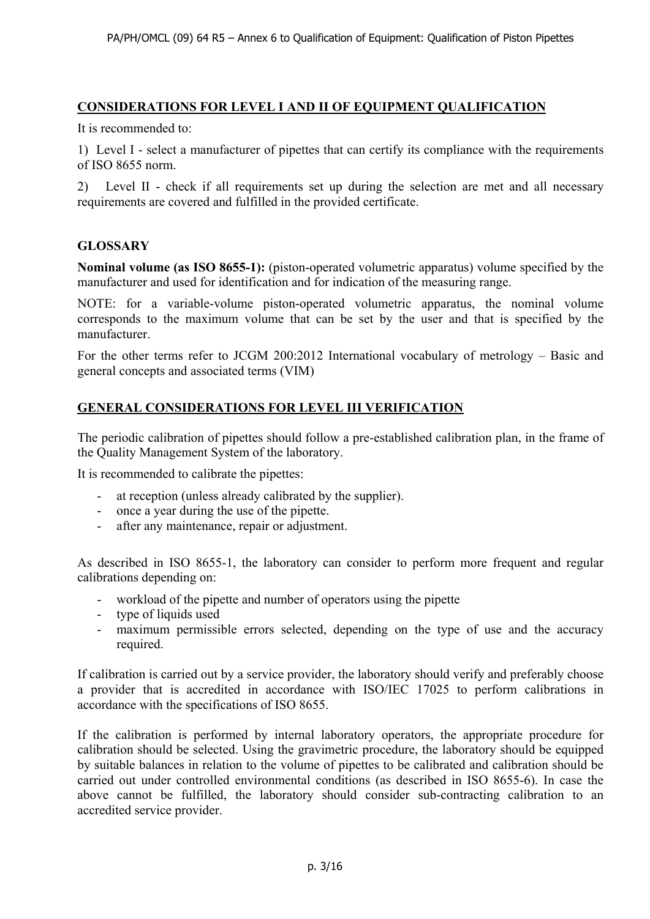## CONSIDERATIONS FOR LEVEL I AND II OF EQUIPMENT QUALIFICATION

It is recommended to:

1) Level I - select a manufacturer of pipettes that can certify its compliance with the requirements of ISO 8655 norm.

2) Level II - check if all requirements set up during the selection are met and all necessary requirements are covered and fulfilled in the provided certificate.

## GLOSSARY

**Nominal volume (as ISO 8655-1):** (piston-operated volumetric apparatus) volume specified by the manufacturer and used for identification and for indication of the measuring range.

NOTE: for a variable-volume piston-operated volumetric apparatus, the nominal volume corresponds to the maximum volume that can be set by the user and that is specified by the manufacturer.

For the other terms refer to JCGM 200:2012 International vocabulary of metrology – Basic and general concepts and associated terms (VIM)

## GENERAL CONSIDERATIONS FOR LEVEL III VERIFICATION

The periodic calibration of pipettes should follow a pre-established calibration plan, in the frame of the Quality Management System of the laboratory.

It is recommended to calibrate the pipettes:

- at reception (unless already calibrated by the supplier).
- once a year during the use of the pipette.
- after any maintenance, repair or adjustment.

As described in ISO 8655-1, the laboratory can consider to perform more frequent and regular calibrations depending on:

- workload of the pipette and number of operators using the pipette
- type of liquids used
- maximum permissible errors selected, depending on the type of use and the accuracy required.

If calibration is carried out by a service provider, the laboratory should verify and preferably choose a provider that is accredited in accordance with ISO/IEC 17025 to perform calibrations in accordance with the specifications of ISO 8655.

If the calibration is performed by internal laboratory operators, the appropriate procedure for calibration should be selected. Using the gravimetric procedure, the laboratory should be equipped by suitable balances in relation to the volume of pipettes to be calibrated and calibration should be carried out under controlled environmental conditions (as described in ISO 8655-6). In case the above cannot be fulfilled, the laboratory should consider sub-contracting calibration to an accredited service provider.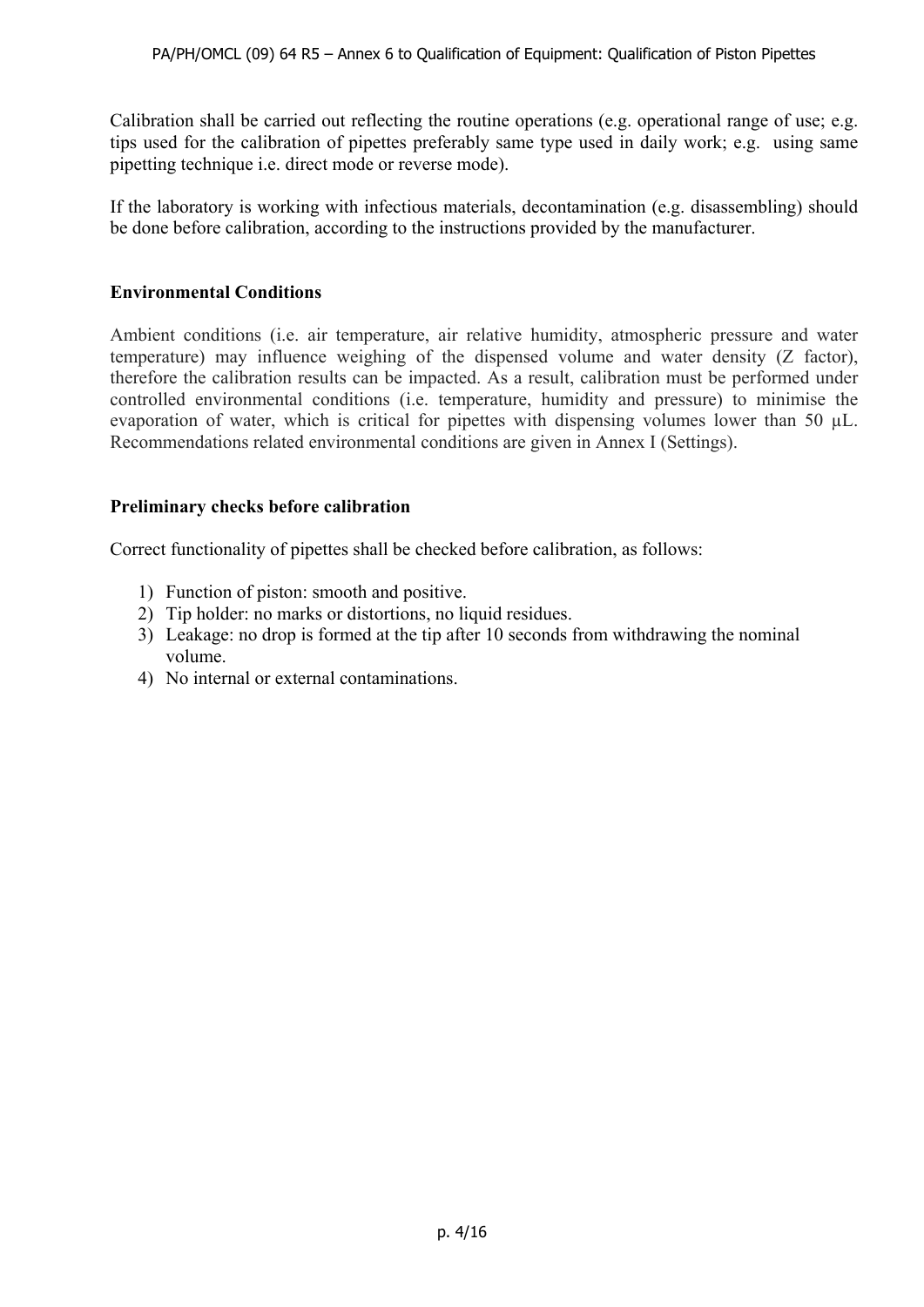Calibration shall be carried out reflecting the routine operations (e.g. operational range of use; e.g. tips used for the calibration of pipettes preferably same type used in daily work; e.g. using same pipetting technique i.e. direct mode or reverse mode).

If the laboratory is working with infectious materials, decontamination (e.g. disassembling) should be done before calibration, according to the instructions provided by the manufacturer.

**Environmental Conditions**

Ambient conditions (i.e. air temperature, air relative humidity, atmospheric pressure and water temperature) may influence weighing of the dispensed volume and water density (Z factor), therefore the calibration results can be impacted. As a result, calibration must be performed under controlled environmental conditions (i.e. temperature, humidity and pressure) to minimise the evaporation of water, which is critical for pipettes with dispensing volumes lower than 50 µL. Recommendations related environmental conditions are given in Annex I (Settings).

**Preliminary checks before calibration**

Correct functionality of pipettes shall be checked before calibration, as follows:

1) Function of piston: smooth and positive.
2) Tip holder: no marks or distortions, no liquid residues.
3) Leakage: no drop is formed at the tip after 10 seconds from withdrawing the nominal volume.
4) No internal or external contaminations.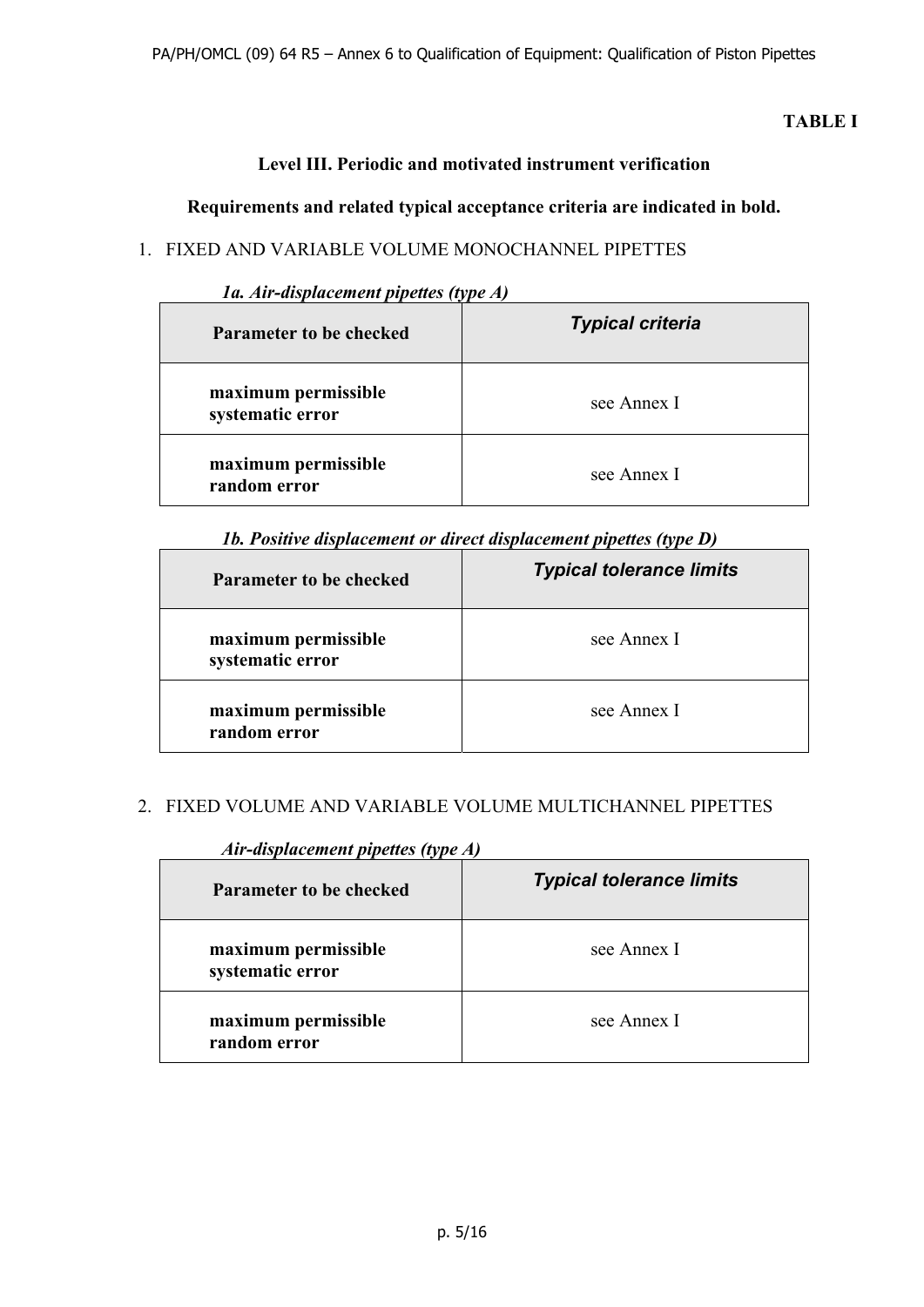**TABLE I**

**Level III. Periodic and motivated instrument verification**

**Requirements and related typical acceptance criteria are indicated in bold.**

1. FIXED AND VARIABLE VOLUME MONOCHANNEL PIPETTES

*1a. Air-displacement pipettes (type A)*

| Parameter to be checked | *Typical criteria* |
|---|---|
| **maximum permissible systematic error** | see Annex I |
| **maximum permissible random error** | see Annex I |

*1b. Positive displacement or direct displacement pipettes (type D)*

| Parameter to be checked | *Typical tolerance limits* |
|---|---|
| **maximum permissible systematic error** | see Annex I |
| **maximum permissible random error** | see Annex I |

2. FIXED VOLUME AND VARIABLE VOLUME MULTICHANNEL PIPETTES

*Air-displacement pipettes (type A)*

| Parameter to be checked | *Typical tolerance limits* |
|---|---|
| **maximum permissible systematic error** | see Annex I |
| **maximum permissible random error** | see Annex I |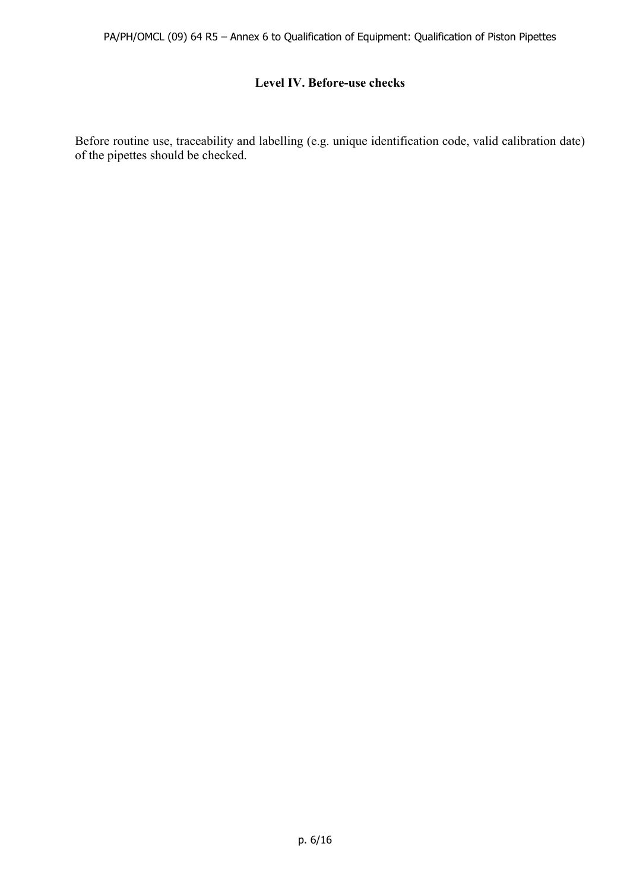## Level IV. Before-use checks

Before routine use, traceability and labelling (e.g. unique identification code, valid calibration date) of the pipettes should be checked.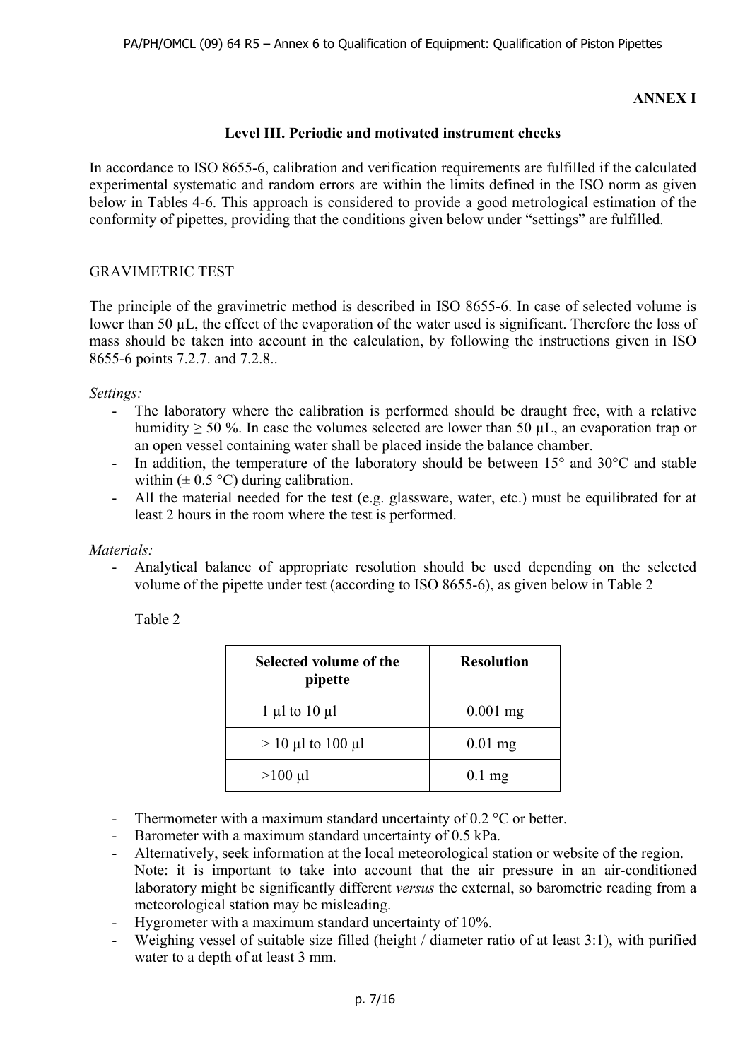**ANNEX I**

## Level III. Periodic and motivated instrument checks

In accordance to ISO 8655-6, calibration and verification requirements are fulfilled if the calculated experimental systematic and random errors are within the limits defined in the ISO norm as given below in Tables 4-6. This approach is considered to provide a good metrological estimation of the conformity of pipettes, providing that the conditions given below under "settings" are fulfilled.

### GRAVIMETRIC TEST

The principle of the gravimetric method is described in ISO 8655-6. In case of selected volume is lower than 50 µL, the effect of the evaporation of the water used is significant. Therefore the loss of mass should be taken into account in the calculation, by following the instructions given in ISO 8655-6 points 7.2.7. and 7.2.8..

*Settings:*

- The laboratory where the calibration is performed should be draught free, with a relative humidity ≥ 50 %. In case the volumes selected are lower than 50 µL, an evaporation trap or an open vessel containing water shall be placed inside the balance chamber.
- In addition, the temperature of the laboratory should be between 15° and 30°C and stable within (± 0.5 °C) during calibration.
- All the material needed for the test (e.g. glassware, water, etc.) must be equilibrated for at least 2 hours in the room where the test is performed.

*Materials:*

- Analytical balance of appropriate resolution should be used depending on the selected volume of the pipette under test (according to ISO 8655-6), as given below in Table 2

Table 2

| Selected volume of the pipette | Resolution |
|---|---|
| 1 µl to 10 µl | 0.001 mg |
| > 10 µl to 100 µl | 0.01 mg |
| >100 µl | 0.1 mg |

- Thermometer with a maximum standard uncertainty of 0.2 °C or better.
- Barometer with a maximum standard uncertainty of 0.5 kPa.
- Alternatively, seek information at the local meteorological station or website of the region.
  Note: it is important to take into account that the air pressure in an air-conditioned laboratory might be significantly different *versus* the external, so barometric reading from a meteorological station may be misleading.
- Hygrometer with a maximum standard uncertainty of 10%.
- Weighing vessel of suitable size filled (height / diameter ratio of at least 3:1), with purified water to a depth of at least 3 mm.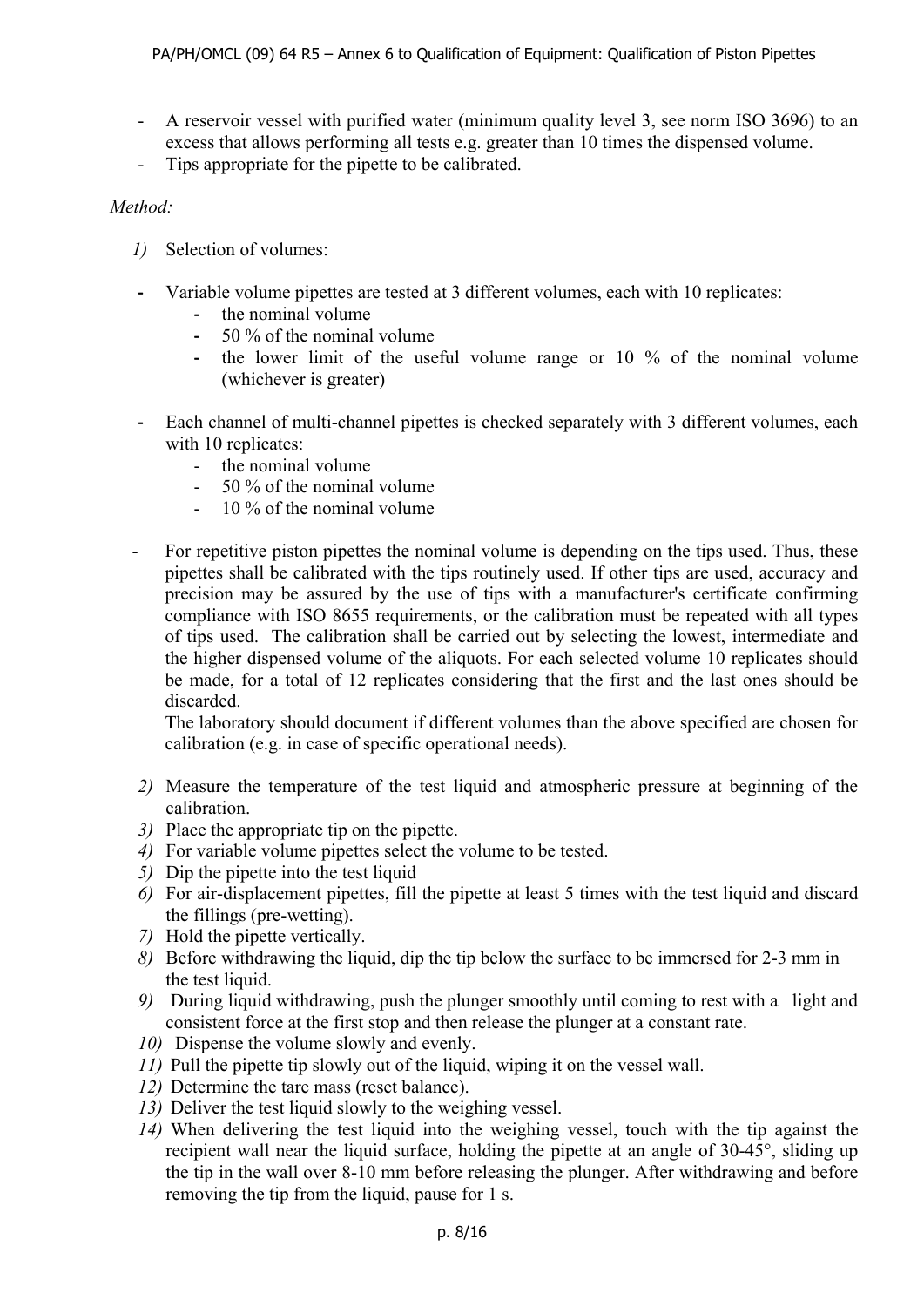- A reservoir vessel with purified water (minimum quality level 3, see norm ISO 3696) to an excess that allows performing all tests e.g. greater than 10 times the dispensed volume.
- Tips appropriate for the pipette to be calibrated.

*Method:*

1) Selection of volumes:

- Variable volume pipettes are tested at 3 different volumes, each with 10 replicates:
  - the nominal volume
  - 50 % of the nominal volume
  - the lower limit of the useful volume range or 10 % of the nominal volume (whichever is greater)

- Each channel of multi-channel pipettes is checked separately with 3 different volumes, each with 10 replicates:
  - the nominal volume
  - 50 % of the nominal volume
  - 10 % of the nominal volume

- For repetitive piston pipettes the nominal volume is depending on the tips used. Thus, these pipettes shall be calibrated with the tips routinely used. If other tips are used, accuracy and precision may be assured by the use of tips with a manufacturer's certificate confirming compliance with ISO 8655 requirements, or the calibration must be repeated with all types of tips used. The calibration shall be carried out by selecting the lowest, intermediate and the higher dispensed volume of the aliquots. For each selected volume 10 replicates should be made, for a total of 12 replicates considering that the first and the last ones should be discarded.
  The laboratory should document if different volumes than the above specified are chosen for calibration (e.g. in case of specific operational needs).

2) Measure the temperature of the test liquid and atmospheric pressure at beginning of the calibration.
3) Place the appropriate tip on the pipette.
4) For variable volume pipettes select the volume to be tested.
5) Dip the pipette into the test liquid
6) For air-displacement pipettes, fill the pipette at least 5 times with the test liquid and discard the fillings (pre-wetting).
7) Hold the pipette vertically.
8) Before withdrawing the liquid, dip the tip below the surface to be immersed for 2-3 mm in the test liquid.
9) During liquid withdrawing, push the plunger smoothly until coming to rest with a light and consistent force at the first stop and then release the plunger at a constant rate.
10) Dispense the volume slowly and evenly.
11) Pull the pipette tip slowly out of the liquid, wiping it on the vessel wall.
12) Determine the tare mass (reset balance).
13) Deliver the test liquid slowly to the weighing vessel.
14) When delivering the test liquid into the weighing vessel, touch with the tip against the recipient wall near the liquid surface, holding the pipette at an angle of 30-45°, sliding up the tip in the wall over 8-10 mm before releasing the plunger. After withdrawing and before removing the tip from the liquid, pause for 1 s.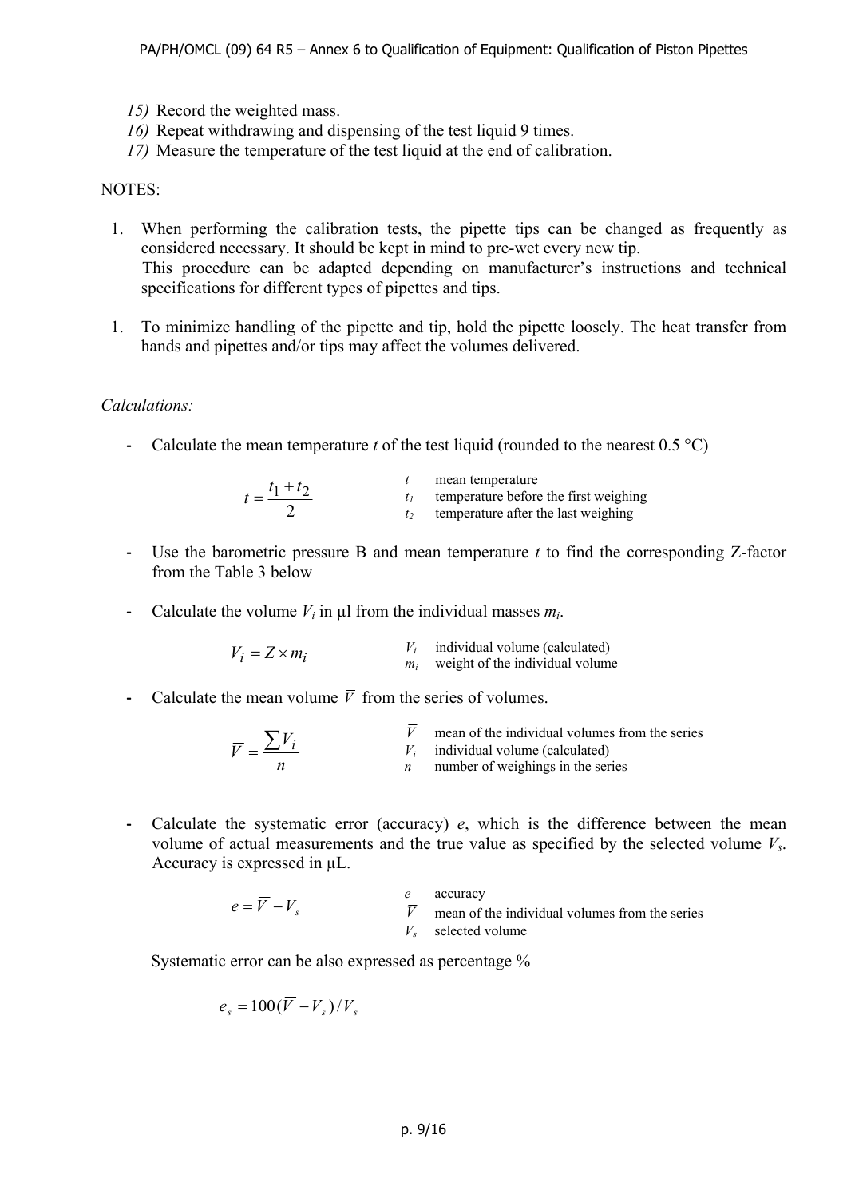15) Record the weighted mass.
16) Repeat withdrawing and dispensing of the test liquid 9 times.
17) Measure the temperature of the test liquid at the end of calibration.

NOTES:

1. When performing the calibration tests, the pipette tips can be changed as frequently as considered necessary. It should be kept in mind to pre-wet every new tip.
   This procedure can be adapted depending on manufacturer's instructions and technical specifications for different types of pipettes and tips.

1. To minimize handling of the pipette and tip, hold the pipette loosely. The heat transfer from hands and pipettes and/or tips may affect the volumes delivered.

*Calculations:*

- Calculate the mean temperature $t$ of the test liquid (rounded to the nearest 0.5 °C)

$$t = \frac{t_1 + t_2}{2}$$

$t$ mean temperature
$t_1$ temperature before the first weighing
$t_2$ temperature after the last weighing

- Use the barometric pressure B and mean temperature $t$ to find the corresponding Z-factor from the Table 3 below

- Calculate the volume $V_i$ in µl from the individual masses $m_i$.

$$V_i = Z \times m_i$$

$V_i$ individual volume (calculated)
$m_i$ weight of the individual volume

- Calculate the mean volume $\overline{V}$ from the series of volumes.

$$\overline{V} = \frac{\sum V_i}{n}$$

$\overline{V}$ mean of the individual volumes from the series
$V_i$ individual volume (calculated)
$n$ number of weighings in the series

- Calculate the systematic error (accuracy) $e$, which is the difference between the mean volume of actual measurements and the true value as specified by the selected volume $V_s$. Accuracy is expressed in µL.

$$e = \overline{V} - V_s$$

$e$ accuracy
$\overline{V}$ mean of the individual volumes from the series
$V_s$ selected volume

Systematic error can be also expressed as percentage %

$$e_s = 100(\overline{V} - V_s)/V_s$$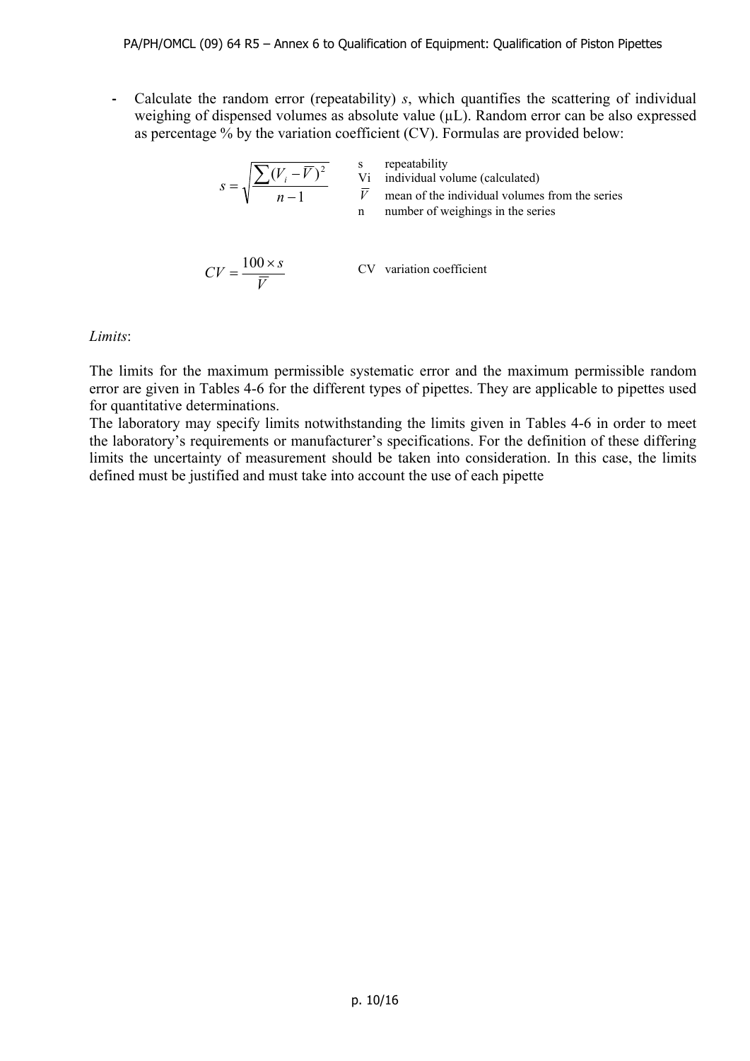- Calculate the random error (repeatability) $s$, which quantifies the scattering of individual weighing of dispensed volumes as absolute value (µL). Random error can be also expressed as percentage % by the variation coefficient (CV). Formulas are provided below:

$$s = \sqrt{\frac{\sum (V_i - \overline{V})^2}{n-1}}$$

$s$ repeatability
$V_i$ individual volume (calculated)
$\overline{V}$ mean of the individual volumes from the series
$n$ number of weighings in the series

$$CV = \frac{100 \times s}{\overline{V}}$$

$CV$ variation coefficient

*Limits*:

The limits for the maximum permissible systematic error and the maximum permissible random error are given in Tables 4-6 for the different types of pipettes. They are applicable to pipettes used for quantitative determinations.
The laboratory may specify limits notwithstanding the limits given in Tables 4-6 in order to meet the laboratory's requirements or manufacturer's specifications. For the definition of these differing limits the uncertainty of measurement should be taken into consideration. In this case, the limits defined must be justified and must take into account the use of each pipette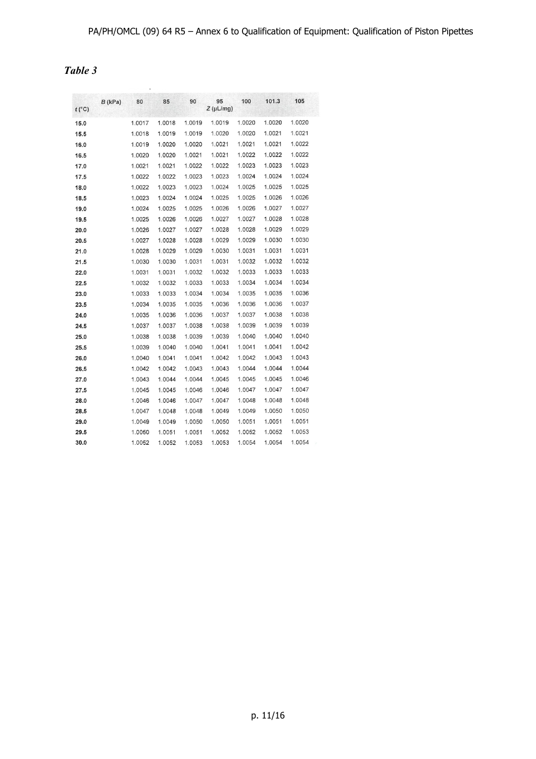*Table 3*

| $t$ (°C) \ $B$ (kPa) | 80 | 85 | 90 | 95 | 100 | 101.3 | 105 |
|---|---|---|---|---|---|---|---|
| | | | | $Z$ (µL/mg) | | | |
| **15.0** | 1.0017 | 1.0018 | 1.0019 | 1.0019 | 1.0020 | 1.0020 | 1.0020 |
| **15.5** | 1.0018 | 1.0019 | 1.0019 | 1.0020 | 1.0020 | 1.0021 | 1.0021 |
| **16.0** | 1.0019 | 1.0020 | 1.0020 | 1.0021 | 1.0021 | 1.0021 | 1.0022 |
| **16.5** | 1.0020 | 1.0020 | 1.0021 | 1.0021 | 1.0022 | 1.0022 | 1.0022 |
| **17.0** | 1.0021 | 1.0021 | 1.0022 | 1.0022 | 1.0023 | 1.0023 | 1.0023 |
| **17.5** | 1.0022 | 1.0022 | 1.0023 | 1.0023 | 1.0024 | 1.0024 | 1.0024 |
| **18.0** | 1.0022 | 1.0023 | 1.0023 | 1.0024 | 1.0025 | 1.0025 | 1.0025 |
| **18.5** | 1.0023 | 1.0024 | 1.0024 | 1.0025 | 1.0025 | 1.0026 | 1.0026 |
| **19.0** | 1.0024 | 1.0025 | 1.0025 | 1.0026 | 1.0026 | 1.0027 | 1.0027 |
| **19.5** | 1.0025 | 1.0026 | 1.0026 | 1.0027 | 1.0027 | 1.0028 | 1.0028 |
| **20.0** | 1.0026 | 1.0027 | 1.0027 | 1.0028 | 1.0028 | 1.0029 | 1.0029 |
| **20.5** | 1.0027 | 1.0028 | 1.0028 | 1.0029 | 1.0029 | 1.0030 | 1.0030 |
| **21.0** | 1.0028 | 1.0029 | 1.0029 | 1.0030 | 1.0031 | 1.0031 | 1.0031 |
| **21.5** | 1.0030 | 1.0030 | 1.0031 | 1.0031 | 1.0032 | 1.0032 | 1.0032 |
| **22.0** | 1.0031 | 1.0031 | 1.0032 | 1.0032 | 1.0033 | 1.0033 | 1.0033 |
| **22.5** | 1.0032 | 1.0032 | 1.0033 | 1.0033 | 1.0034 | 1.0034 | 1.0034 |
| **23.0** | 1.0033 | 1.0033 | 1.0034 | 1.0034 | 1.0035 | 1.0035 | 1.0036 |
| **23.5** | 1.0034 | 1.0035 | 1.0035 | 1.0036 | 1.0036 | 1.0036 | 1.0037 |
| **24.0** | 1.0035 | 1.0036 | 1.0036 | 1.0037 | 1.0037 | 1.0038 | 1.0038 |
| **24.5** | 1.0037 | 1.0037 | 1.0038 | 1.0038 | 1.0039 | 1.0039 | 1.0039 |
| **25.0** | 1.0038 | 1.0038 | 1.0039 | 1.0039 | 1.0040 | 1.0040 | 1.0040 |
| **25.5** | 1.0039 | 1.0040 | 1.0040 | 1.0041 | 1.0041 | 1.0041 | 1.0042 |
| **26.0** | 1.0040 | 1.0041 | 1.0041 | 1.0042 | 1.0042 | 1.0043 | 1.0043 |
| **26.5** | 1.0042 | 1.0042 | 1.0043 | 1.0043 | 1.0044 | 1.0044 | 1.0044 |
| **27.0** | 1.0043 | 1.0044 | 1.0044 | 1.0045 | 1.0045 | 1.0045 | 1.0046 |
| **27.5** | 1.0045 | 1.0045 | 1.0046 | 1.0046 | 1.0047 | 1.0047 | 1.0047 |
| **28.0** | 1.0046 | 1.0046 | 1.0047 | 1.0047 | 1.0048 | 1.0048 | 1.0048 |
| **28.5** | 1.0047 | 1.0048 | 1.0048 | 1.0049 | 1.0049 | 1.0050 | 1.0050 |
| **29.0** | 1.0049 | 1.0049 | 1.0050 | 1.0050 | 1.0051 | 1.0051 | 1.0051 |
| **29.5** | 1.0050 | 1.0051 | 1.0051 | 1.0052 | 1.0052 | 1.0052 | 1.0053 |
| **30.0** | 1.0052 | 1.0052 | 1.0053 | 1.0053 | 1.0054 | 1.0054 | 1.0054 |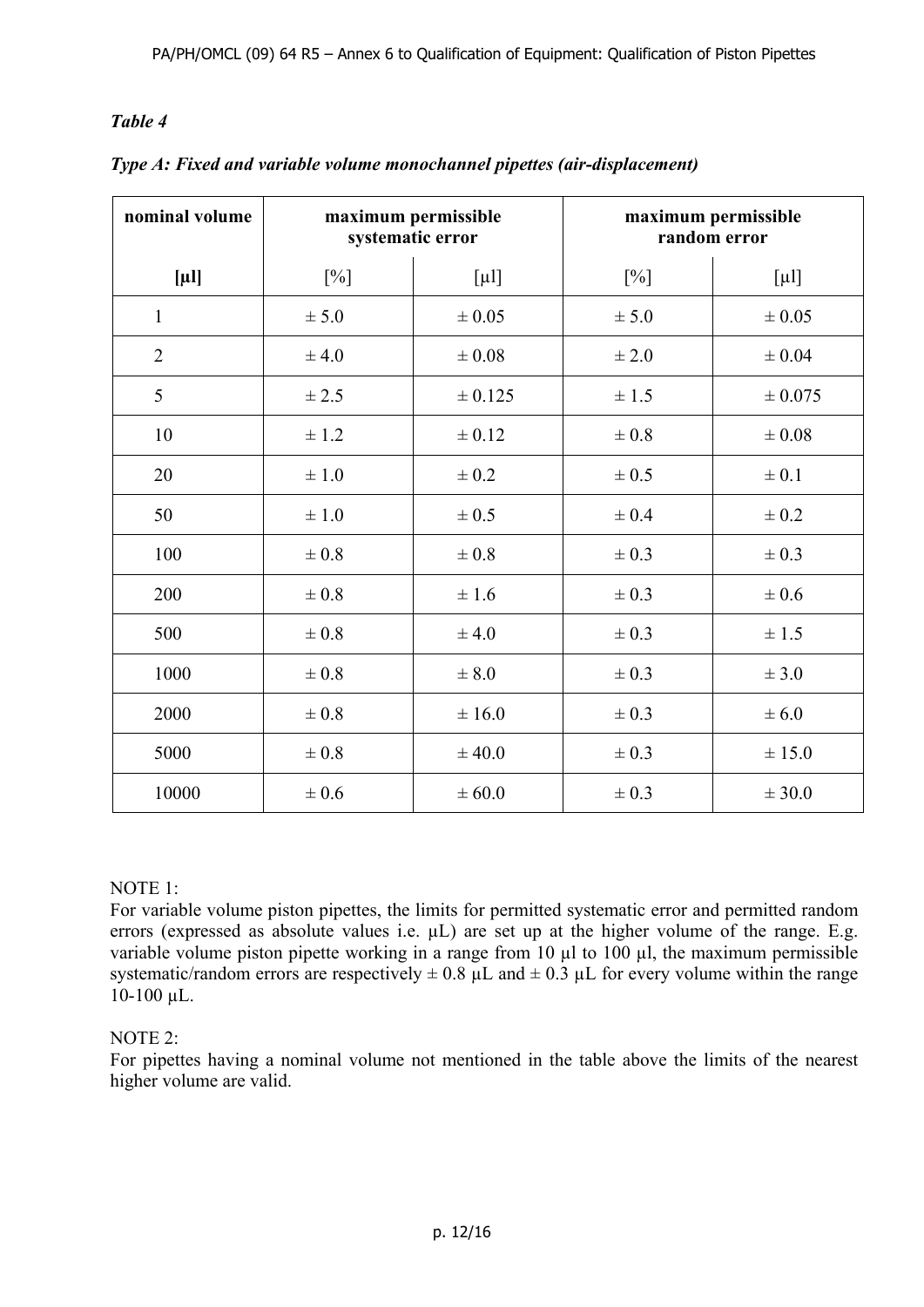*Table 4*

***Type A: Fixed and variable volume monochannel pipettes (air-displacement)***

| **nominal volume** | **maximum permissible systematic error** | | **maximum permissible random error** | |
|---|---|---|---|---|
| **[µl]** | [%] | [µl] | [%] | [µl] |
| 1 | ± 5.0 | ± 0.05 | ± 5.0 | ± 0.05 |
| 2 | ± 4.0 | ± 0.08 | ± 2.0 | ± 0.04 |
| 5 | ± 2.5 | ± 0.125 | ± 1.5 | ± 0.075 |
| 10 | ± 1.2 | ± 0.12 | ± 0.8 | ± 0.08 |
| 20 | ± 1.0 | ± 0.2 | ± 0.5 | ± 0.1 |
| 50 | ± 1.0 | ± 0.5 | ± 0.4 | ± 0.2 |
| 100 | ± 0.8 | ± 0.8 | ± 0.3 | ± 0.3 |
| 200 | ± 0.8 | ± 1.6 | ± 0.3 | ± 0.6 |
| 500 | ± 0.8 | ± 4.0 | ± 0.3 | ± 1.5 |
| 1000 | ± 0.8 | ± 8.0 | ± 0.3 | ± 3.0 |
| 2000 | ± 0.8 | ± 16.0 | ± 0.3 | ± 6.0 |
| 5000 | ± 0.8 | ± 40.0 | ± 0.3 | ± 15.0 |
| 10000 | ± 0.6 | ± 60.0 | ± 0.3 | ± 30.0 |

NOTE 1:
For variable volume piston pipettes, the limits for permitted systematic error and permitted random errors (expressed as absolute values i.e. µL) are set up at the higher volume of the range. E.g. variable volume piston pipette working in a range from 10 µl to 100 µl, the maximum permissible systematic/random errors are respectively ± 0.8 µL and ± 0.3 µL for every volume within the range 10-100 µL.

NOTE 2:
For pipettes having a nominal volume not mentioned in the table above the limits of the nearest higher volume are valid.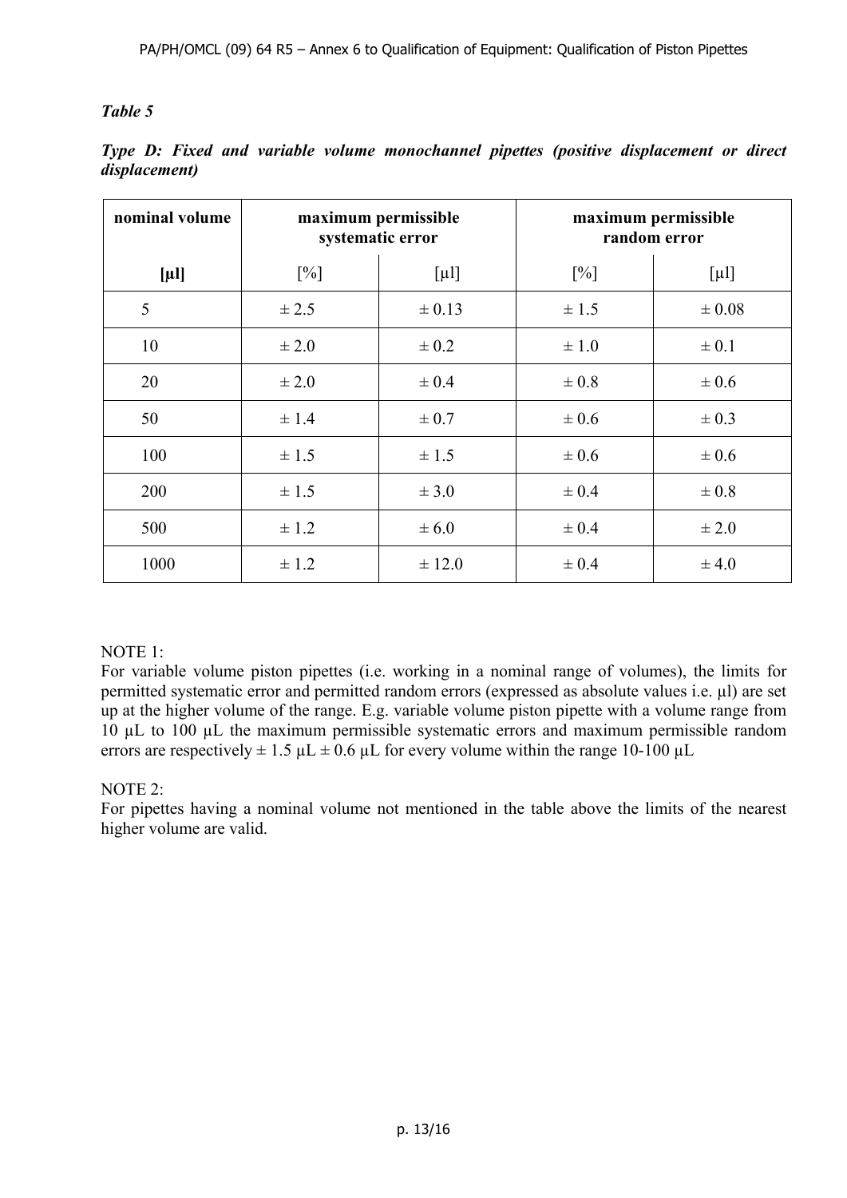*Table 5*

***Type D: Fixed and variable volume monochannel pipettes (positive displacement or direct displacement)***

| nominal volume | maximum permissible systematic error | | maximum permissible random error | |
|---|---|---|---|---|
| **[µl]** | [%] | [µl] | [%] | [µl] |
| 5 | ± 2.5 | ± 0.13 | ± 1.5 | ± 0.08 |
| 10 | ± 2.0 | ± 0.2 | ± 1.0 | ± 0.1 |
| 20 | ± 2.0 | ± 0.4 | ± 0.8 | ± 0.6 |
| 50 | ± 1.4 | ± 0.7 | ± 0.6 | ± 0.3 |
| 100 | ± 1.5 | ± 1.5 | ± 0.6 | ± 0.6 |
| 200 | ± 1.5 | ± 3.0 | ± 0.4 | ± 0.8 |
| 500 | ± 1.2 | ± 6.0 | ± 0.4 | ± 2.0 |
| 1000 | ± 1.2 | ± 12.0 | ± 0.4 | ± 4.0 |

NOTE 1:
For variable volume piston pipettes (i.e. working in a nominal range of volumes), the limits for permitted systematic error and permitted random errors (expressed as absolute values i.e. µl) are set up at the higher volume of the range. E.g. variable volume piston pipette with a volume range from 10 µL to 100 µL the maximum permissible systematic errors and maximum permissible random errors are respectively ± 1.5 µL ± 0.6 µL for every volume within the range 10-100 µL

NOTE 2:
For pipettes having a nominal volume not mentioned in the table above the limits of the nearest higher volume are valid.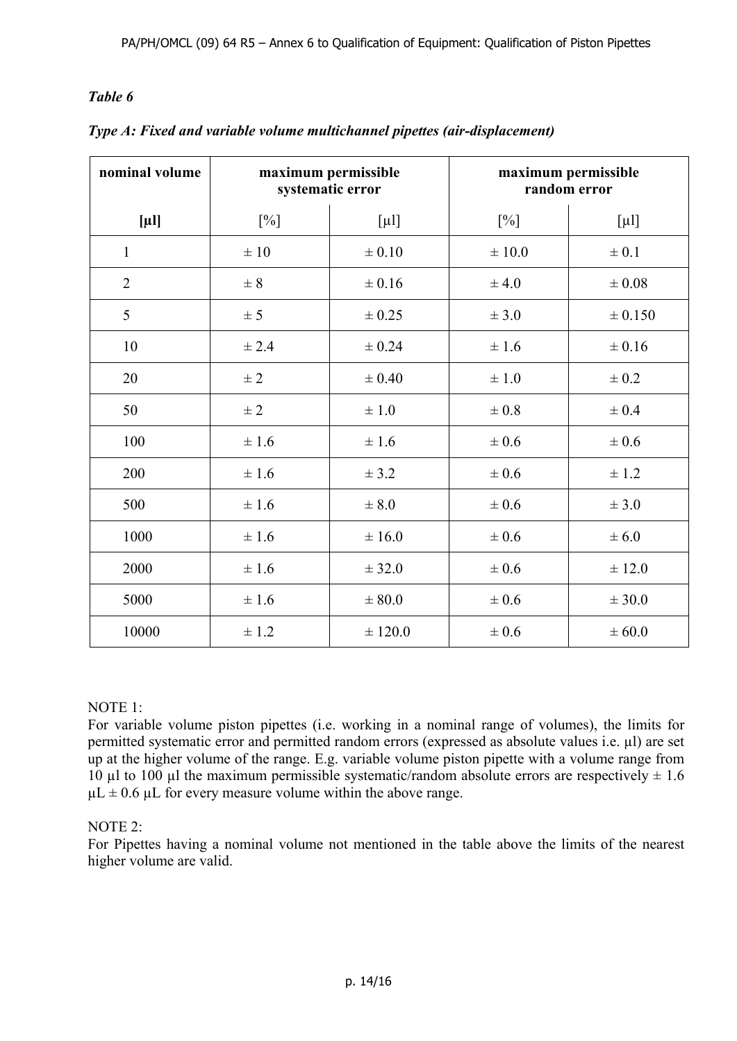*Table 6*

***Type A: Fixed and variable volume multichannel pipettes (air-displacement)***

| **nominal volume** | **maximum permissible systematic error** | | **maximum permissible random error** | |
|---|---|---|---|---|
| **[µl]** | [%] | [µl] | [%] | [µl] |
| 1 | ± 10 | ± 0.10 | ± 10.0 | ± 0.1 |
| 2 | ± 8 | ± 0.16 | ± 4.0 | ± 0.08 |
| 5 | ± 5 | ± 0.25 | ± 3.0 | ± 0.150 |
| 10 | ± 2.4 | ± 0.24 | ± 1.6 | ± 0.16 |
| 20 | ± 2 | ± 0.40 | ± 1.0 | ± 0.2 |
| 50 | ± 2 | ± 1.0 | ± 0.8 | ± 0.4 |
| 100 | ± 1.6 | ± 1.6 | ± 0.6 | ± 0.6 |
| 200 | ± 1.6 | ± 3.2 | ± 0.6 | ± 1.2 |
| 500 | ± 1.6 | ± 8.0 | ± 0.6 | ± 3.0 |
| 1000 | ± 1.6 | ± 16.0 | ± 0.6 | ± 6.0 |
| 2000 | ± 1.6 | ± 32.0 | ± 0.6 | ± 12.0 |
| 5000 | ± 1.6 | ± 80.0 | ± 0.6 | ± 30.0 |
| 10000 | ± 1.2 | ± 120.0 | ± 0.6 | ± 60.0 |

NOTE 1:
For variable volume piston pipettes (i.e. working in a nominal range of volumes), the limits for permitted systematic error and permitted random errors (expressed as absolute values i.e. µl) are set up at the higher volume of the range. E.g. variable volume piston pipette with a volume range from 10 µl to 100 µl the maximum permissible systematic/random absolute errors are respectively ± 1.6 µL ± 0.6 µL for every measure volume within the above range.

NOTE 2:
For Pipettes having a nominal volume not mentioned in the table above the limits of the nearest higher volume are valid.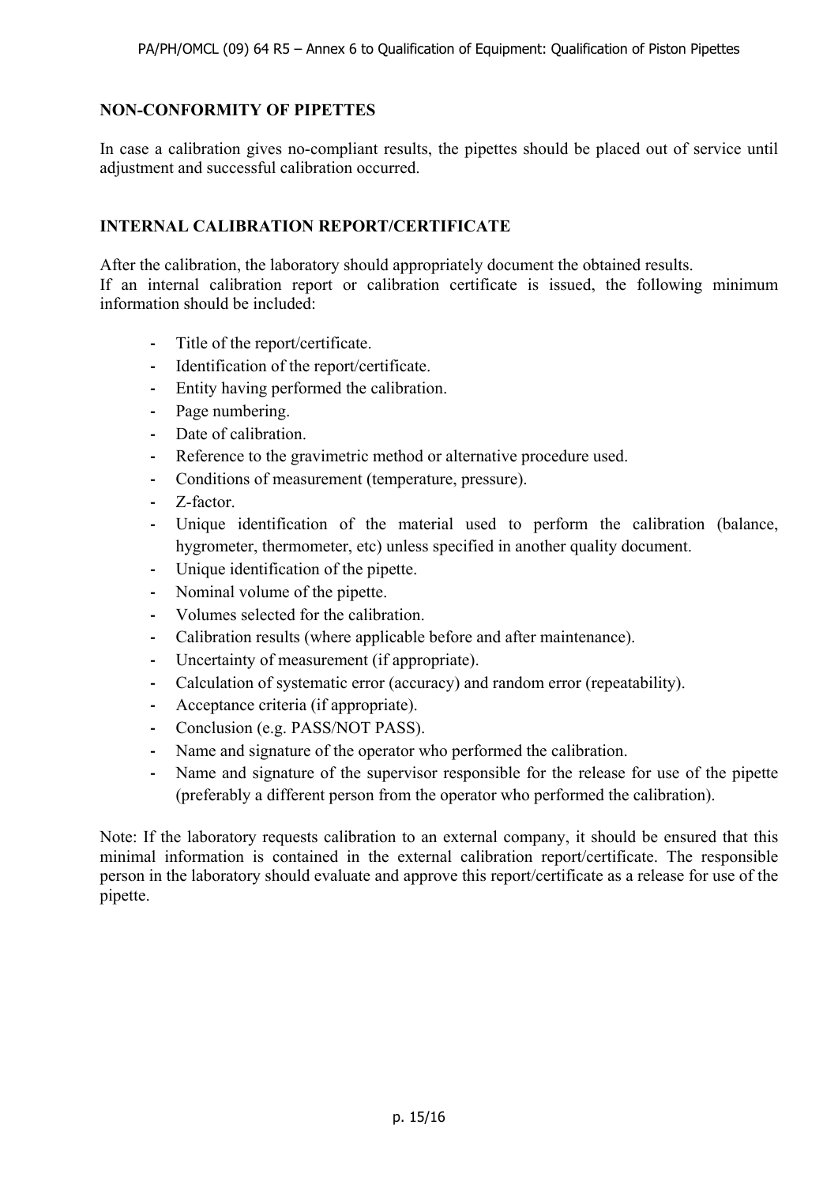## NON-CONFORMITY OF PIPETTES

In case a calibration gives no-compliant results, the pipettes should be placed out of service until adjustment and successful calibration occurred.

## INTERNAL CALIBRATION REPORT/CERTIFICATE

After the calibration, the laboratory should appropriately document the obtained results.
If an internal calibration report or calibration certificate is issued, the following minimum information should be included:

- Title of the report/certificate.
- Identification of the report/certificate.
- Entity having performed the calibration.
- Page numbering.
- Date of calibration.
- Reference to the gravimetric method or alternative procedure used.
- Conditions of measurement (temperature, pressure).
- Z-factor.
- Unique identification of the material used to perform the calibration (balance, hygrometer, thermometer, etc) unless specified in another quality document.
- Unique identification of the pipette.
- Nominal volume of the pipette.
- Volumes selected for the calibration.
- Calibration results (where applicable before and after maintenance).
- Uncertainty of measurement (if appropriate).
- Calculation of systematic error (accuracy) and random error (repeatability).
- Acceptance criteria (if appropriate).
- Conclusion (e.g. PASS/NOT PASS).
- Name and signature of the operator who performed the calibration.
- Name and signature of the supervisor responsible for the release for use of the pipette (preferably a different person from the operator who performed the calibration).

Note: If the laboratory requests calibration to an external company, it should be ensured that this minimal information is contained in the external calibration report/certificate. The responsible person in the laboratory should evaluate and approve this report/certificate as a release for use of the pipette.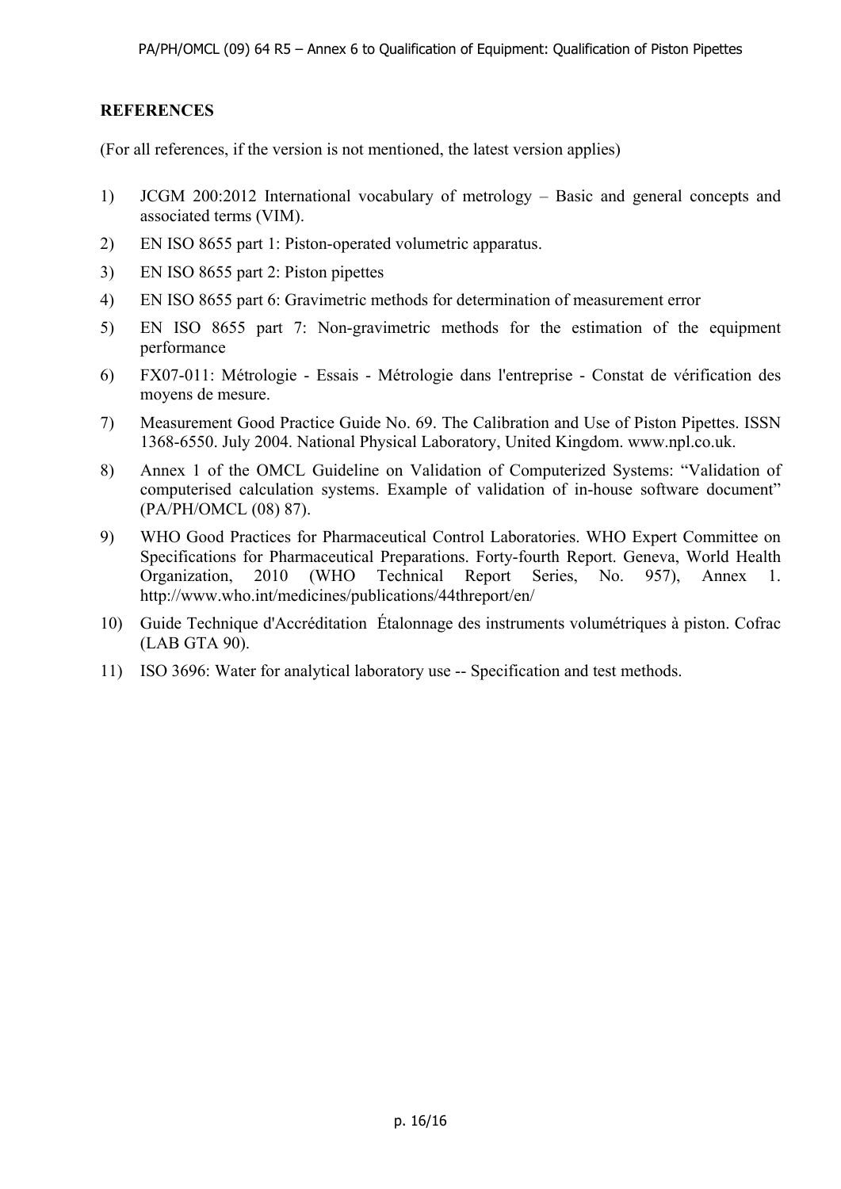**REFERENCES**

(For all references, if the version is not mentioned, the latest version applies)

1) JCGM 200:2012 International vocabulary of metrology – Basic and general concepts and associated terms (VIM).
2) EN ISO 8655 part 1: Piston-operated volumetric apparatus.
3) EN ISO 8655 part 2: Piston pipettes
4) EN ISO 8655 part 6: Gravimetric methods for determination of measurement error
5) EN ISO 8655 part 7: Non-gravimetric methods for the estimation of the equipment performance
6) FX07-011: Métrologie - Essais - Métrologie dans l'entreprise - Constat de vérification des moyens de mesure.
7) Measurement Good Practice Guide No. 69. The Calibration and Use of Piston Pipettes. ISSN 1368-6550. July 2004. National Physical Laboratory, United Kingdom. www.npl.co.uk.
8) Annex 1 of the OMCL Guideline on Validation of Computerized Systems: "Validation of computerised calculation systems. Example of validation of in-house software document" (PA/PH/OMCL (08) 87).
9) WHO Good Practices for Pharmaceutical Control Laboratories. WHO Expert Committee on Specifications for Pharmaceutical Preparations. Forty-fourth Report. Geneva, World Health Organization, 2010 (WHO Technical Report Series, No. 957), Annex 1. http://www.who.int/medicines/publications/44threport/en/
10) Guide Technique d'Accréditation Étalonnage des instruments volumétriques à piston. Cofrac (LAB GTA 90).
11) ISO 3696: Water for analytical laboratory use -- Specification and test methods.